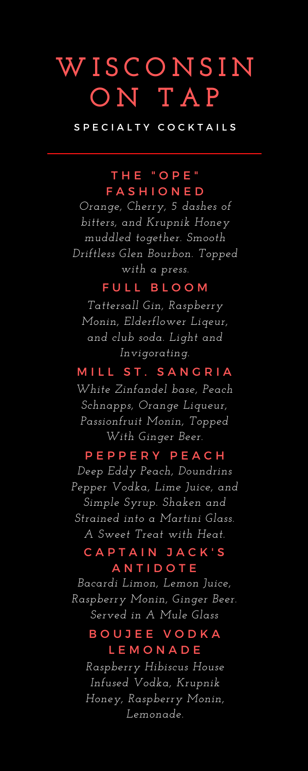# WISCONSIN ON TAP

## SPECIALTY COCKTAILS

---

### THE "OPE" FASHIONED

*Orange, Cherry, 5 dashes of bitters, and Krupnik Honey muddled together. Smooth Driftless Glen Bourbon. Topped with a press.*

### FULL BLOOM

*Tattersall Gin, Raspberry Monin, Elderflower Liqeur, and club soda. Light and Invigorating.*

### MILL ST. SANGRIA

*White Zinfandel base, Peach Schnapps, Orange Liqueur, Passionfruit Monin, Topped With Ginger Beer.*

### PEPPERY PEACH

*Deep Eddy Peach, Doundrins Pepper Vodka, Lime Juice, and Simple Syrup. Shaken and Strained into a Martini Glass. A Sweet Treat with Heat.*

### CAPTAIN JACK'S ANTIDOTE

*Bacardi Limon, Lemon Juice, Raspberry Monin, Ginger Beer. Served in A Mule Glass*

### BOUJEE VODKA LEMONADE

*Raspberry Hibiscus House Infused Vodka, Krupnik Honey, Raspberry Monin, Lemonade.*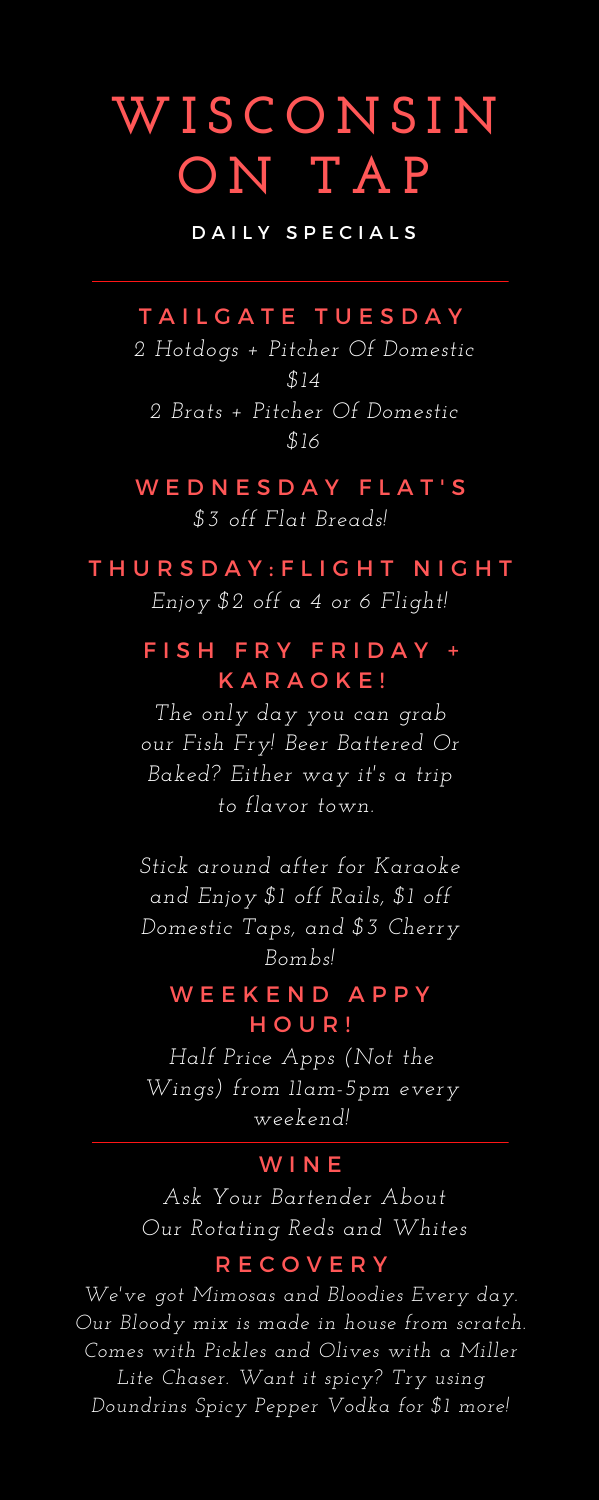# WISCONSIN ON TAP

DAILY SPECIALS

---

## TAILGATE TUESDAY

*2 Hotdogs + Pitcher Of Domestic*
*$14*
*2 Brats + Pitcher Of Domestic*
*$16*

## WEDNESDAY FLAT'S

*$3 off Flat Breads!*

## THURSDAY:FLIGHT NIGHT

*Enjoy $2 off a 4 or 6 Flight!*

## FISH FRY FRIDAY + KARAOKE!

*The only day you can grab our Fish Fry! Beer Battered Or Baked? Either way it's a trip to flavor town.*

*Stick around after for Karaoke and Enjoy $1 off Rails, $1 off Domestic Taps, and $3 Cherry Bombs!*

## WEEKEND APPY HOUR!

*Half Price Apps (Not the Wings) from 11am-5pm every weekend!*

---

## WINE

*Ask Your Bartender About Our Rotating Reds and Whites*

## RECOVERY

*We've got Mimosas and Bloodies Every day. Our Bloody mix is made in house from scratch. Comes with Pickles and Olives with a Miller Lite Chaser. Want it spicy? Try using Doundrins Spicy Pepper Vodka for $1 more!*